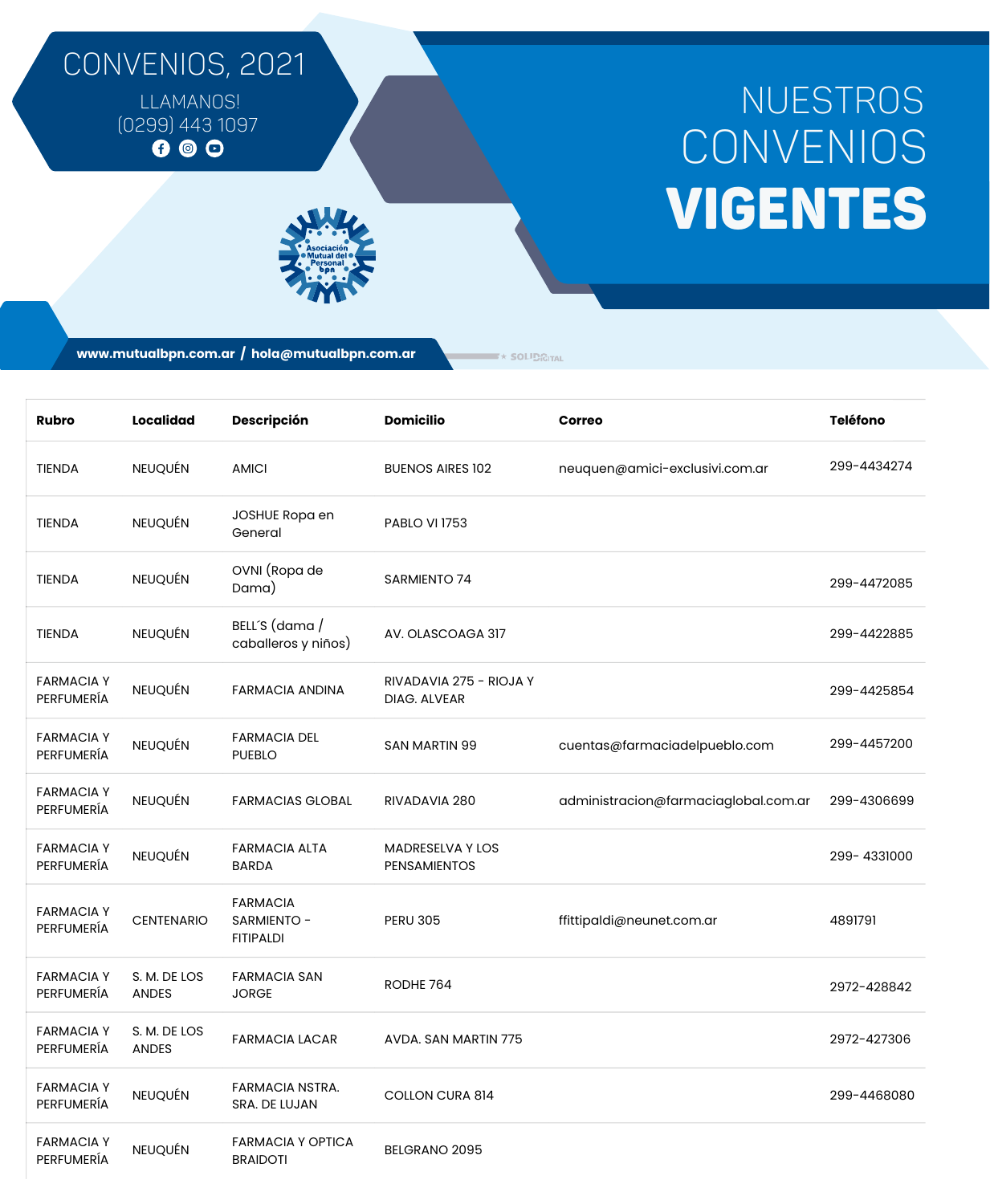# CONVENIOS, 2021

LLAMANOS!
(0299) 443 1097

Asociación Mutual del Personal bpn

# NUESTROS CONVENIOS **VIGENTES**

www.mutualbpn.com.ar / hola@mutualbpn.com.ar

| Rubro | Localidad | Descripción | Domicilio | Correo | Teléfono |
|---|---|---|---|---|---|
| TIENDA | NEUQUÉN | AMICI | BUENOS AIRES 102 | neuquen@amici-exclusivi.com.ar | 299-4434274 |
| TIENDA | NEUQUÉN | JOSHUE Ropa en General | PABLO VI 1753 | | |
| TIENDA | NEUQUÉN | OVNI (Ropa de Dama) | SARMIENTO 74 | | 299-4472085 |
| TIENDA | NEUQUÉN | BELL´S (dama / caballeros y niños) | AV. OLASCOAGA 317 | | 299-4422885 |
| FARMACIA Y PERFUMERÍA | NEUQUÉN | FARMACIA ANDINA | RIVADAVIA 275 - RIOJA Y DIAG. ALVEAR | | 299-4425854 |
| FARMACIA Y PERFUMERÍA | NEUQUÉN | FARMACIA DEL PUEBLO | SAN MARTIN 99 | cuentas@farmaciadelpueblo.com | 299-4457200 |
| FARMACIA Y PERFUMERÍA | NEUQUÉN | FARMACIAS GLOBAL | RIVADAVIA 280 | administracion@farmaciaglobal.com.ar | 299-4306699 |
| FARMACIA Y PERFUMERÍA | NEUQUÉN | FARMACIA ALTA BARDA | MADRESELVA Y LOS PENSAMIENTOS | | 299- 4331000 |
| FARMACIA Y PERFUMERÍA | CENTENARIO | FARMACIA SARMIENTO - FITIPALDI | PERU 305 | ffittipaldi@neunet.com.ar | 4891791 |
| FARMACIA Y PERFUMERÍA | S. M. DE LOS ANDES | FARMACIA SAN JORGE | RODHE 764 | | 2972-428842 |
| FARMACIA Y PERFUMERÍA | S. M. DE LOS ANDES | FARMACIA LACAR | AVDA. SAN MARTIN 775 | | 2972-427306 |
| FARMACIA Y PERFUMERÍA | NEUQUÉN | FARMACIA NSTRA. SRA. DE LUJAN | COLLON CURA 814 | | 299-4468080 |
| FARMACIA Y PERFUMERÍA | NEUQUÉN | FARMACIA Y OPTICA BRAIDOTI | BELGRANO 2095 | | |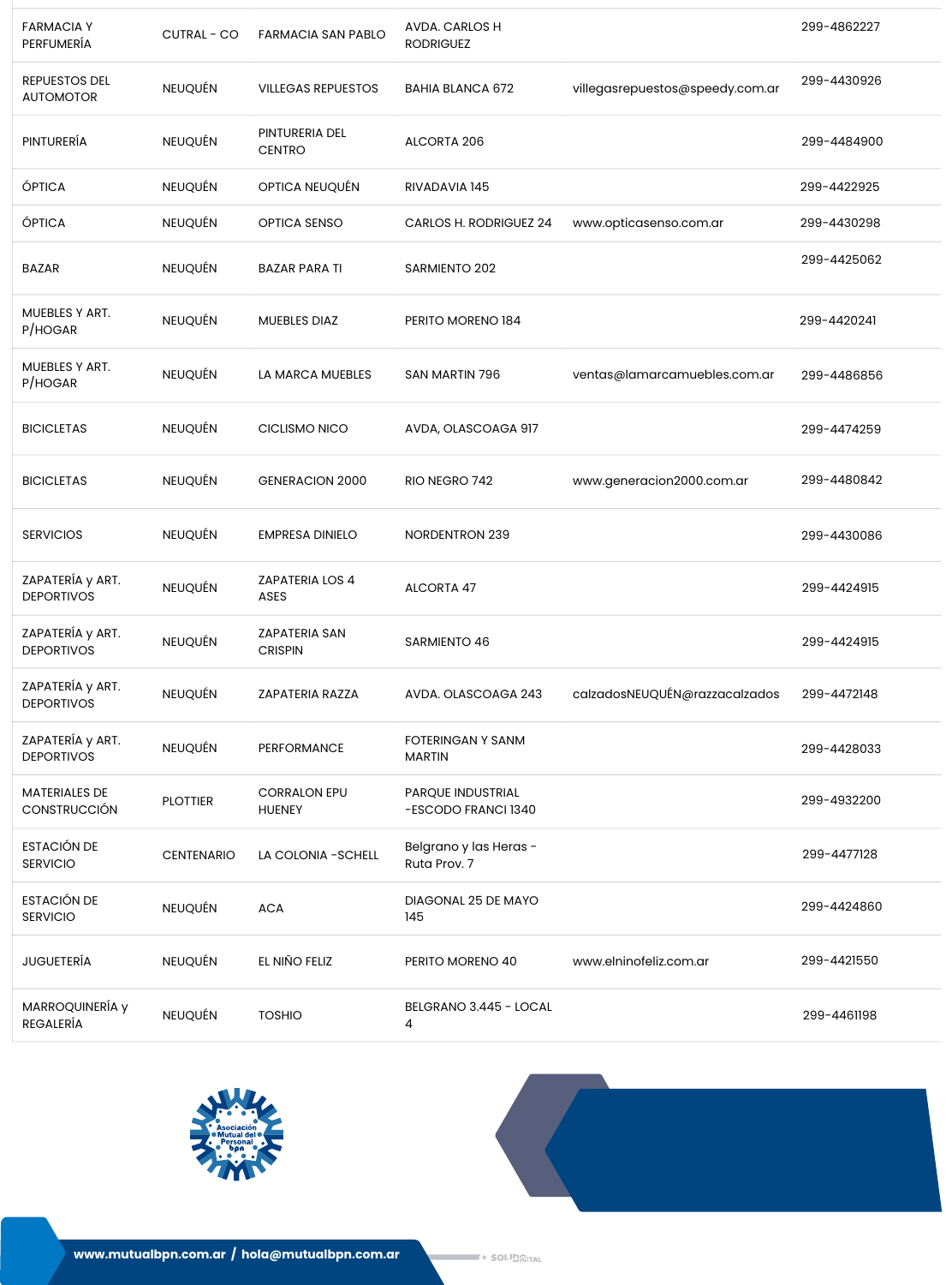| | | | | | |
|---|---|---|---|---|---|
| FARMACIA Y PERFUMERÍA | CUTRAL - CO | FARMACIA SAN PABLO | AVDA. CARLOS H RODRIGUEZ | | 299-4862227 |
| REPUESTOS DEL AUTOMOTOR | NEUQUÉN | VILLEGAS REPUESTOS | BAHIA BLANCA 672 | villegasrepuestos@speedy.com.ar | 299-4430926 |
| PINTURERÍA | NEUQUÉN | PINTURERIA DEL CENTRO | ALCORTA 206 | | 299-4484900 |
| ÓPTICA | NEUQUÉN | OPTICA NEUQUÉN | RIVADAVIA 145 | | 299-4422925 |
| ÓPTICA | NEUQUÉN | OPTICA SENSO | CARLOS H. RODRIGUEZ 24 | www.opticasenso.com.ar | 299-4430298 |
| BAZAR | NEUQUÉN | BAZAR PARA TI | SARMIENTO 202 | | 299-4425062 |
| MUEBLES Y ART. P/HOGAR | NEUQUÉN | MUEBLES DIAZ | PERITO MORENO 184 | | 299-4420241 |
| MUEBLES Y ART. P/HOGAR | NEUQUÉN | LA MARCA MUEBLES | SAN MARTIN 796 | ventas@lamarcamuebles.com.ar | 299-4486856 |
| BICICLETAS | NEUQUÉN | CICLISMO NICO | AVDA, OLASCOAGA 917 | | 299-4474259 |
| BICICLETAS | NEUQUÉN | GENERACION 2000 | RIO NEGRO 742 | www.generacion2000.com.ar | 299-4480842 |
| SERVICIOS | NEUQUÉN | EMPRESA DINIELO | NORDENTRON 239 | | 299-4430086 |
| ZAPATERÍA y ART. DEPORTIVOS | NEUQUÉN | ZAPATERIA LOS 4 ASES | ALCORTA 47 | | 299-4424915 |
| ZAPATERÍA y ART. DEPORTIVOS | NEUQUÉN | ZAPATERIA SAN CRISPIN | SARMIENTO 46 | | 299-4424915 |
| ZAPATERÍA y ART. DEPORTIVOS | NEUQUÉN | ZAPATERIA RAZZA | AVDA. OLASCOAGA 243 | calzadosNEUQUÉN@razzacalzados | 299-4472148 |
| ZAPATERÍA y ART. DEPORTIVOS | NEUQUÉN | PERFORMANCE | FOTERINGAN Y SANM MARTIN | | 299-4428033 |
| MATERIALES DE CONSTRUCCIÓN | PLOTTIER | CORRALON EPU HUENEY | PARQUE INDUSTRIAL -ESCODO FRANCI 1340 | | 299-4932200 |
| ESTACIÓN DE SERVICIO | CENTENARIO | LA COLONIA -SCHELL | Belgrano y las Heras - Ruta Prov. 7 | | 299-4477128 |
| ESTACIÓN DE SERVICIO | NEUQUÉN | ACA | DIAGONAL 25 DE MAYO 145 | | 299-4424860 |
| JUGUETERÍA | NEUQUÉN | EL NIÑO FELIZ | PERITO MORENO 40 | www.elninofeliz.com.ar | 299-4421550 |
| MARROQUINERÍA y REGALERÍA | NEUQUÉN | TOSHIO | BELGRANO 3.445 - LOCAL 4 | | 299-4461198 |

Asociación Mutual del Personal bpn

www.mutualbpn.com.ar / hola@mutualbpn.com.ar